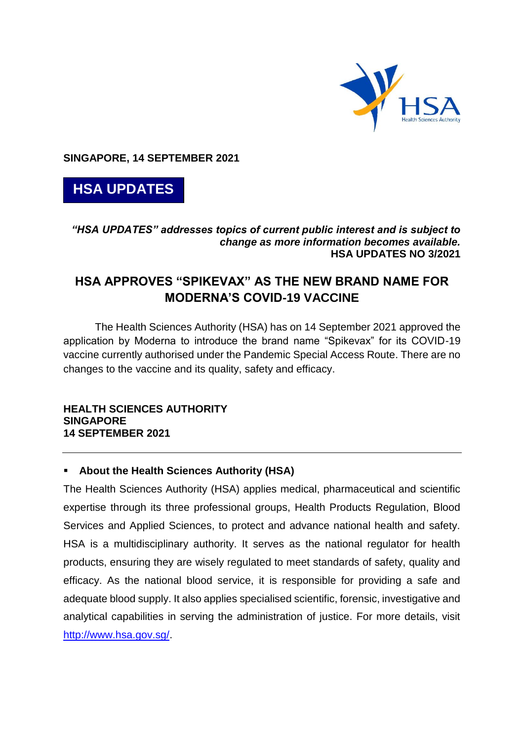**SINGAPORE, 14 SEPTEMBER 2021**

## HSA UPDATES

***"HSA UPDATES" addresses topics of current public interest and is subject to change as more information becomes available.***
**HSA UPDATES NO 3/2021**

# HSA APPROVES "SPIKEVAX" AS THE NEW BRAND NAME FOR MODERNA'S COVID-19 VACCINE

The Health Sciences Authority (HSA) has on 14 September 2021 approved the application by Moderna to introduce the brand name "Spikevax" for its COVID-19 vaccine currently authorised under the Pandemic Special Access Route. There are no changes to the vaccine and its quality, safety and efficacy.

**HEALTH SCIENCES AUTHORITY**
**SINGAPORE**
**14 SEPTEMBER 2021**

---

- **About the Health Sciences Authority (HSA)**

The Health Sciences Authority (HSA) applies medical, pharmaceutical and scientific expertise through its three professional groups, Health Products Regulation, Blood Services and Applied Sciences, to protect and advance national health and safety. HSA is a multidisciplinary authority. It serves as the national regulator for health products, ensuring they are wisely regulated to meet standards of safety, quality and efficacy. As the national blood service, it is responsible for providing a safe and adequate blood supply. It also applies specialised scientific, forensic, investigative and analytical capabilities in serving the administration of justice. For more details, visit [http://www.hsa.gov.sg/](http://www.hsa.gov.sg/).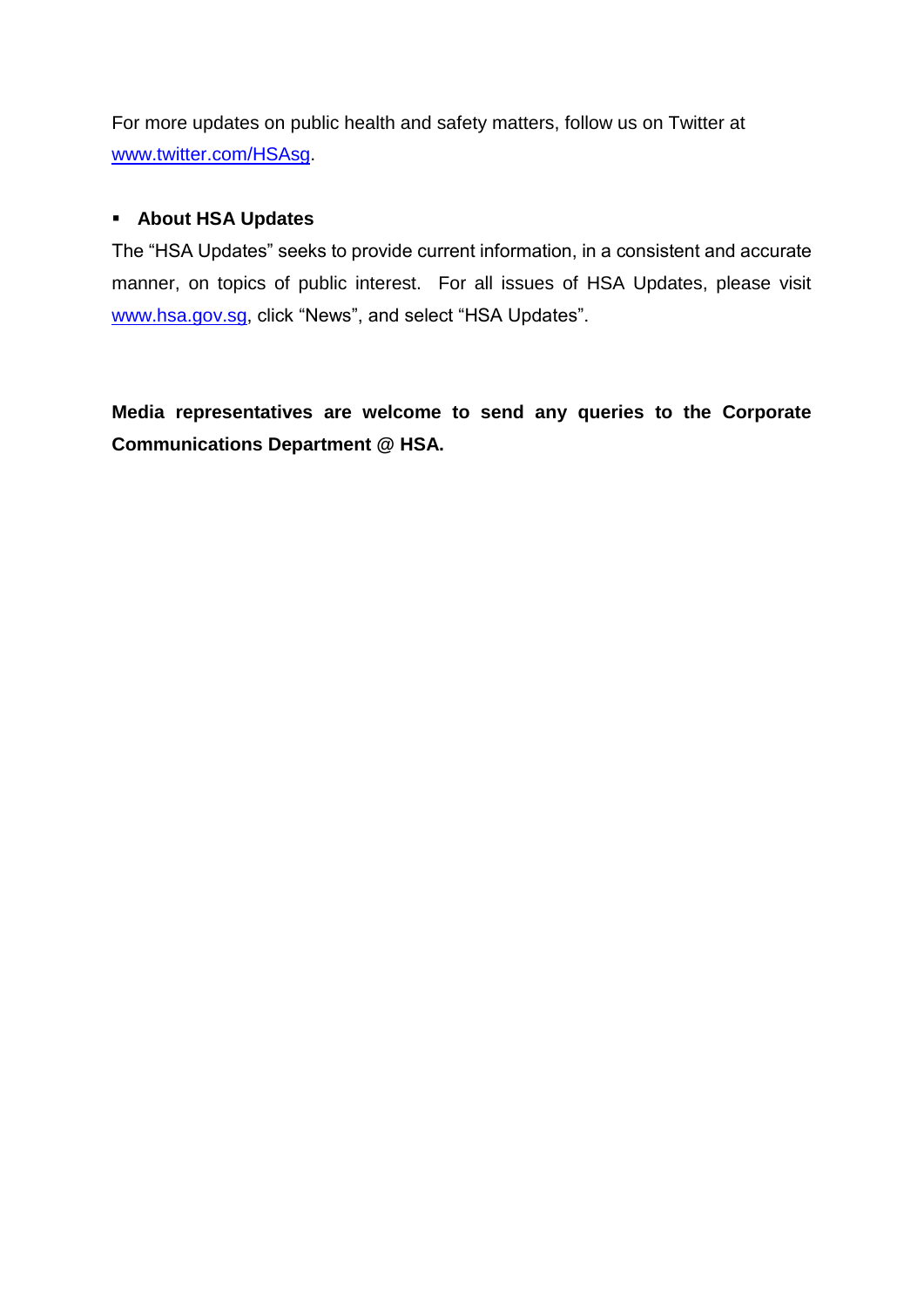For more updates on public health and safety matters, follow us on Twitter at www.twitter.com/HSAsg.

- **About HSA Updates**

The "HSA Updates" seeks to provide current information, in a consistent and accurate manner, on topics of public interest. For all issues of HSA Updates, please visit www.hsa.gov.sg, click "News", and select "HSA Updates".

**Media representatives are welcome to send any queries to the Corporate Communications Department @ HSA.**